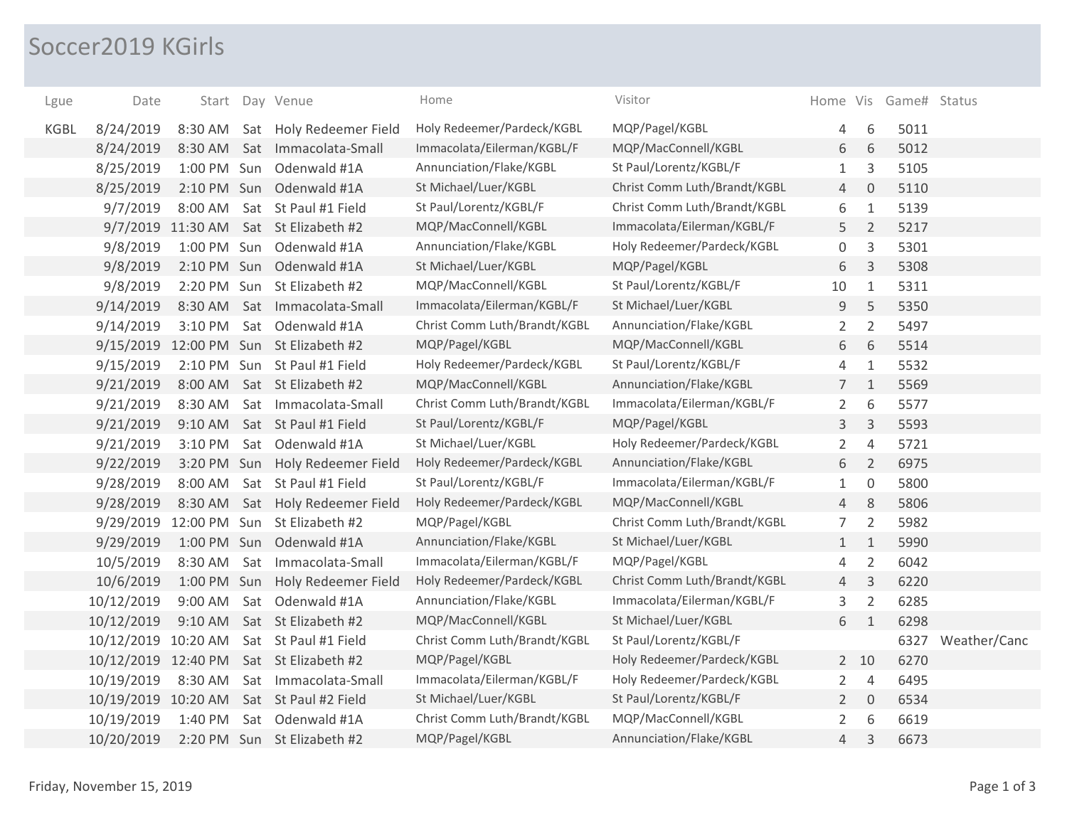# Soccer2019 KGirls

| Lgue | Date | Start | Day | Venue | Home | Visitor | Home | Vis | Game# | Status |
|---|---|---|---|---|---|---|---|---|---|---|
| KGBL | 8/24/2019 | 8:30 AM | Sat | Holy Redeemer Field | Holy Redeemer/Pardeck/KGBL | MQP/Pagel/KGBL | 4 | 6 | 5011 | |
| | 8/24/2019 | 8:30 AM | Sat | Immacolata-Small | Immacolata/Eilerman/KGBL/F | MQP/MacConnell/KGBL | 6 | 6 | 5012 | |
| | 8/25/2019 | 1:00 PM | Sun | Odenwald #1A | Annunciation/Flake/KGBL | St Paul/Lorentz/KGBL/F | 1 | 3 | 5105 | |
| | 8/25/2019 | 2:10 PM | Sun | Odenwald #1A | St Michael/Luer/KGBL | Christ Comm Luth/Brandt/KGBL | 4 | 0 | 5110 | |
| | 9/7/2019 | 8:00 AM | Sat | St Paul #1 Field | St Paul/Lorentz/KGBL/F | Christ Comm Luth/Brandt/KGBL | 6 | 1 | 5139 | |
| | 9/7/2019 | 11:30 AM | Sat | St Elizabeth #2 | MQP/MacConnell/KGBL | Immacolata/Eilerman/KGBL/F | 5 | 2 | 5217 | |
| | 9/8/2019 | 1:00 PM | Sun | Odenwald #1A | Annunciation/Flake/KGBL | Holy Redeemer/Pardeck/KGBL | 0 | 3 | 5301 | |
| | 9/8/2019 | 2:10 PM | Sun | Odenwald #1A | St Michael/Luer/KGBL | MQP/Pagel/KGBL | 6 | 3 | 5308 | |
| | 9/8/2019 | 2:20 PM | Sun | St Elizabeth #2 | MQP/MacConnell/KGBL | St Paul/Lorentz/KGBL/F | 10 | 1 | 5311 | |
| | 9/14/2019 | 8:30 AM | Sat | Immacolata-Small | Immacolata/Eilerman/KGBL/F | St Michael/Luer/KGBL | 9 | 5 | 5350 | |
| | 9/14/2019 | 3:10 PM | Sat | Odenwald #1A | Christ Comm Luth/Brandt/KGBL | Annunciation/Flake/KGBL | 2 | 2 | 5497 | |
| | 9/15/2019 | 12:00 PM | Sun | St Elizabeth #2 | MQP/Pagel/KGBL | MQP/MacConnell/KGBL | 6 | 6 | 5514 | |
| | 9/15/2019 | 2:10 PM | Sun | St Paul #1 Field | Holy Redeemer/Pardeck/KGBL | St Paul/Lorentz/KGBL/F | 4 | 1 | 5532 | |
| | 9/21/2019 | 8:00 AM | Sat | St Elizabeth #2 | MQP/MacConnell/KGBL | Annunciation/Flake/KGBL | 7 | 1 | 5569 | |
| | 9/21/2019 | 8:30 AM | Sat | Immacolata-Small | Christ Comm Luth/Brandt/KGBL | Immacolata/Eilerman/KGBL/F | 2 | 6 | 5577 | |
| | 9/21/2019 | 9:10 AM | Sat | St Paul #1 Field | St Paul/Lorentz/KGBL/F | MQP/Pagel/KGBL | 3 | 3 | 5593 | |
| | 9/21/2019 | 3:10 PM | Sat | Odenwald #1A | St Michael/Luer/KGBL | Holy Redeemer/Pardeck/KGBL | 2 | 4 | 5721 | |
| | 9/22/2019 | 3:20 PM | Sun | Holy Redeemer Field | Holy Redeemer/Pardeck/KGBL | Annunciation/Flake/KGBL | 6 | 2 | 6975 | |
| | 9/28/2019 | 8:00 AM | Sat | St Paul #1 Field | St Paul/Lorentz/KGBL/F | Immacolata/Eilerman/KGBL/F | 1 | 0 | 5800 | |
| | 9/28/2019 | 8:30 AM | Sat | Holy Redeemer Field | Holy Redeemer/Pardeck/KGBL | MQP/MacConnell/KGBL | 4 | 8 | 5806 | |
| | 9/29/2019 | 12:00 PM | Sun | St Elizabeth #2 | MQP/Pagel/KGBL | Christ Comm Luth/Brandt/KGBL | 7 | 2 | 5982 | |
| | 9/29/2019 | 1:00 PM | Sun | Odenwald #1A | Annunciation/Flake/KGBL | St Michael/Luer/KGBL | 1 | 1 | 5990 | |
| | 10/5/2019 | 8:30 AM | Sat | Immacolata-Small | Immacolata/Eilerman/KGBL/F | MQP/Pagel/KGBL | 4 | 2 | 6042 | |
| | 10/6/2019 | 1:00 PM | Sun | Holy Redeemer Field | Holy Redeemer/Pardeck/KGBL | Christ Comm Luth/Brandt/KGBL | 4 | 3 | 6220 | |
| | 10/12/2019 | 9:00 AM | Sat | Odenwald #1A | Annunciation/Flake/KGBL | Immacolata/Eilerman/KGBL/F | 3 | 2 | 6285 | |
| | 10/12/2019 | 9:10 AM | Sat | St Elizabeth #2 | MQP/MacConnell/KGBL | St Michael/Luer/KGBL | 6 | 1 | 6298 | |
| | 10/12/2019 | 10:20 AM | Sat | St Paul #1 Field | Christ Comm Luth/Brandt/KGBL | St Paul/Lorentz/KGBL/F | | | 6327 | Weather/Canc |
| | 10/12/2019 | 12:40 PM | Sat | St Elizabeth #2 | MQP/Pagel/KGBL | Holy Redeemer/Pardeck/KGBL | 2 | 10 | 6270 | |
| | 10/19/2019 | 8:30 AM | Sat | Immacolata-Small | Immacolata/Eilerman/KGBL/F | Holy Redeemer/Pardeck/KGBL | 2 | 4 | 6495 | |
| | 10/19/2019 | 10:20 AM | Sat | St Paul #2 Field | St Michael/Luer/KGBL | St Paul/Lorentz/KGBL/F | 2 | 0 | 6534 | |
| | 10/19/2019 | 1:40 PM | Sat | Odenwald #1A | Christ Comm Luth/Brandt/KGBL | MQP/MacConnell/KGBL | 2 | 6 | 6619 | |
| | 10/20/2019 | 2:20 PM | Sun | St Elizabeth #2 | MQP/Pagel/KGBL | Annunciation/Flake/KGBL | 4 | 3 | 6673 | |

Friday, November 15, 2019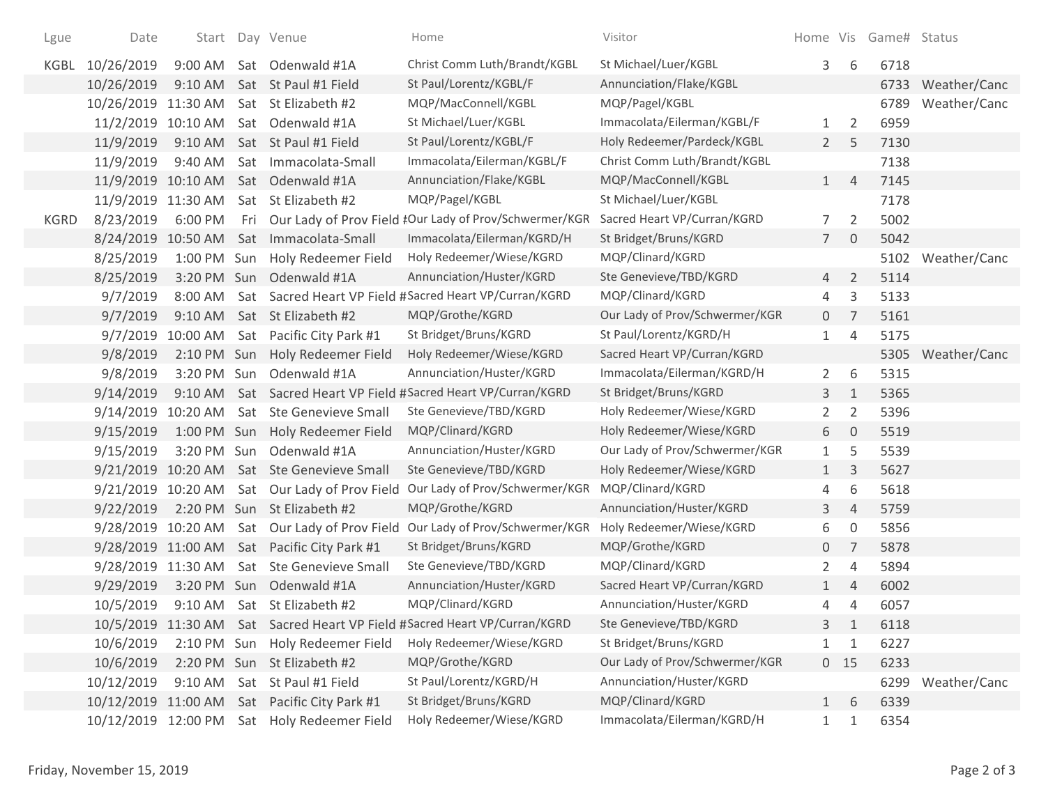| Lgue | Date | Start | Day | Venue | Home | Visitor | Home | Vis | Game# | Status |
|---|---|---|---|---|---|---|---|---|---|---|
| KGBL | 10/26/2019 | 9:00 AM | Sat | Odenwald #1A | Christ Comm Luth/Brandt/KGBL | St Michael/Luer/KGBL | 3 | 6 | 6718 | |
| | 10/26/2019 | 9:10 AM | Sat | St Paul #1 Field | St Paul/Lorentz/KGBL/F | Annunciation/Flake/KGBL | | | 6733 | Weather/Canc |
| | 10/26/2019 | 11:30 AM | Sat | St Elizabeth #2 | MQP/MacConnell/KGBL | MQP/Pagel/KGBL | | | 6789 | Weather/Canc |
| | 11/2/2019 | 10:10 AM | Sat | Odenwald #1A | St Michael/Luer/KGBL | Immacolata/Eilerman/KGBL/F | 1 | 2 | 6959 | |
| | 11/9/2019 | 9:10 AM | Sat | St Paul #1 Field | St Paul/Lorentz/KGBL/F | Holy Redeemer/Pardeck/KGBL | 2 | 5 | 7130 | |
| | 11/9/2019 | 9:40 AM | Sat | Immacolata-Small | Immacolata/Eilerman/KGBL/F | Christ Comm Luth/Brandt/KGBL | | | 7138 | |
| | 11/9/2019 | 10:10 AM | Sat | Odenwald #1A | Annunciation/Flake/KGBL | MQP/MacConnell/KGBL | 1 | 4 | 7145 | |
| | 11/9/2019 | 11:30 AM | Sat | St Elizabeth #2 | MQP/Pagel/KGBL | St Michael/Luer/KGBL | | | 7178 | |
| KGRD | 8/23/2019 | 6:00 PM | Fri | Our Lady of Prov Field # | Our Lady of Prov/Schwermer/KGR | Sacred Heart VP/Curran/KGRD | 7 | 2 | 5002 | |
| | 8/24/2019 | 10:50 AM | Sat | Immacolata-Small | Immacolata/Eilerman/KGRD/H | St Bridget/Bruns/KGRD | 7 | 0 | 5042 | |
| | 8/25/2019 | 1:00 PM | Sun | Holy Redeemer Field | Holy Redeemer/Wiese/KGRD | MQP/Clinard/KGRD | | | 5102 | Weather/Canc |
| | 8/25/2019 | 3:20 PM | Sun | Odenwald #1A | Annunciation/Huster/KGRD | Ste Genevieve/TBD/KGRD | 4 | 2 | 5114 | |
| | 9/7/2019 | 8:00 AM | Sat | Sacred Heart VP Field # | Sacred Heart VP/Curran/KGRD | MQP/Clinard/KGRD | 4 | 3 | 5133 | |
| | 9/7/2019 | 9:10 AM | Sat | St Elizabeth #2 | MQP/Grothe/KGRD | Our Lady of Prov/Schwermer/KGR | 0 | 7 | 5161 | |
| | 9/7/2019 | 10:00 AM | Sat | Pacific City Park #1 | St Bridget/Bruns/KGRD | St Paul/Lorentz/KGRD/H | 1 | 4 | 5175 | |
| | 9/8/2019 | 2:10 PM | Sun | Holy Redeemer Field | Holy Redeemer/Wiese/KGRD | Sacred Heart VP/Curran/KGRD | | | 5305 | Weather/Canc |
| | 9/8/2019 | 3:20 PM | Sun | Odenwald #1A | Annunciation/Huster/KGRD | Immacolata/Eilerman/KGRD/H | 2 | 6 | 5315 | |
| | 9/14/2019 | 9:10 AM | Sat | Sacred Heart VP Field # | Sacred Heart VP/Curran/KGRD | St Bridget/Bruns/KGRD | 3 | 1 | 5365 | |
| | 9/14/2019 | 10:20 AM | Sat | Ste Genevieve Small | Ste Genevieve/TBD/KGRD | Holy Redeemer/Wiese/KGRD | 2 | 2 | 5396 | |
| | 9/15/2019 | 1:00 PM | Sun | Holy Redeemer Field | MQP/Clinard/KGRD | Holy Redeemer/Wiese/KGRD | 6 | 0 | 5519 | |
| | 9/15/2019 | 3:20 PM | Sun | Odenwald #1A | Annunciation/Huster/KGRD | Our Lady of Prov/Schwermer/KGR | 1 | 5 | 5539 | |
| | 9/21/2019 | 10:20 AM | Sat | Ste Genevieve Small | Ste Genevieve/TBD/KGRD | Holy Redeemer/Wiese/KGRD | 1 | 3 | 5627 | |
| | 9/21/2019 | 10:20 AM | Sat | Our Lady of Prov Field | Our Lady of Prov/Schwermer/KGR | MQP/Clinard/KGRD | 4 | 6 | 5618 | |
| | 9/22/2019 | 2:20 PM | Sun | St Elizabeth #2 | MQP/Grothe/KGRD | Annunciation/Huster/KGRD | 3 | 4 | 5759 | |
| | 9/28/2019 | 10:20 AM | Sat | Our Lady of Prov Field | Our Lady of Prov/Schwermer/KGR | Holy Redeemer/Wiese/KGRD | 6 | 0 | 5856 | |
| | 9/28/2019 | 11:00 AM | Sat | Pacific City Park #1 | St Bridget/Bruns/KGRD | MQP/Grothe/KGRD | 0 | 7 | 5878 | |
| | 9/28/2019 | 11:30 AM | Sat | Ste Genevieve Small | Ste Genevieve/TBD/KGRD | MQP/Clinard/KGRD | 2 | 4 | 5894 | |
| | 9/29/2019 | 3:20 PM | Sun | Odenwald #1A | Annunciation/Huster/KGRD | Sacred Heart VP/Curran/KGRD | 1 | 4 | 6002 | |
| | 10/5/2019 | 9:10 AM | Sat | St Elizabeth #2 | MQP/Clinard/KGRD | Annunciation/Huster/KGRD | 4 | 4 | 6057 | |
| | 10/5/2019 | 11:30 AM | Sat | Sacred Heart VP Field # | Sacred Heart VP/Curran/KGRD | Ste Genevieve/TBD/KGRD | 3 | 1 | 6118 | |
| | 10/6/2019 | 2:10 PM | Sun | Holy Redeemer Field | Holy Redeemer/Wiese/KGRD | St Bridget/Bruns/KGRD | 1 | 1 | 6227 | |
| | 10/6/2019 | 2:20 PM | Sun | St Elizabeth #2 | MQP/Grothe/KGRD | Our Lady of Prov/Schwermer/KGR | 0 | 15 | 6233 | |
| | 10/12/2019 | 9:10 AM | Sat | St Paul #1 Field | St Paul/Lorentz/KGRD/H | Annunciation/Huster/KGRD | | | 6299 | Weather/Canc |
| | 10/12/2019 | 11:00 AM | Sat | Pacific City Park #1 | St Bridget/Bruns/KGRD | MQP/Clinard/KGRD | 1 | 6 | 6339 | |
| | 10/12/2019 | 12:00 PM | Sat | Holy Redeemer Field | Holy Redeemer/Wiese/KGRD | Immacolata/Eilerman/KGRD/H | 1 | 1 | 6354 | |

Friday, November 15, 2019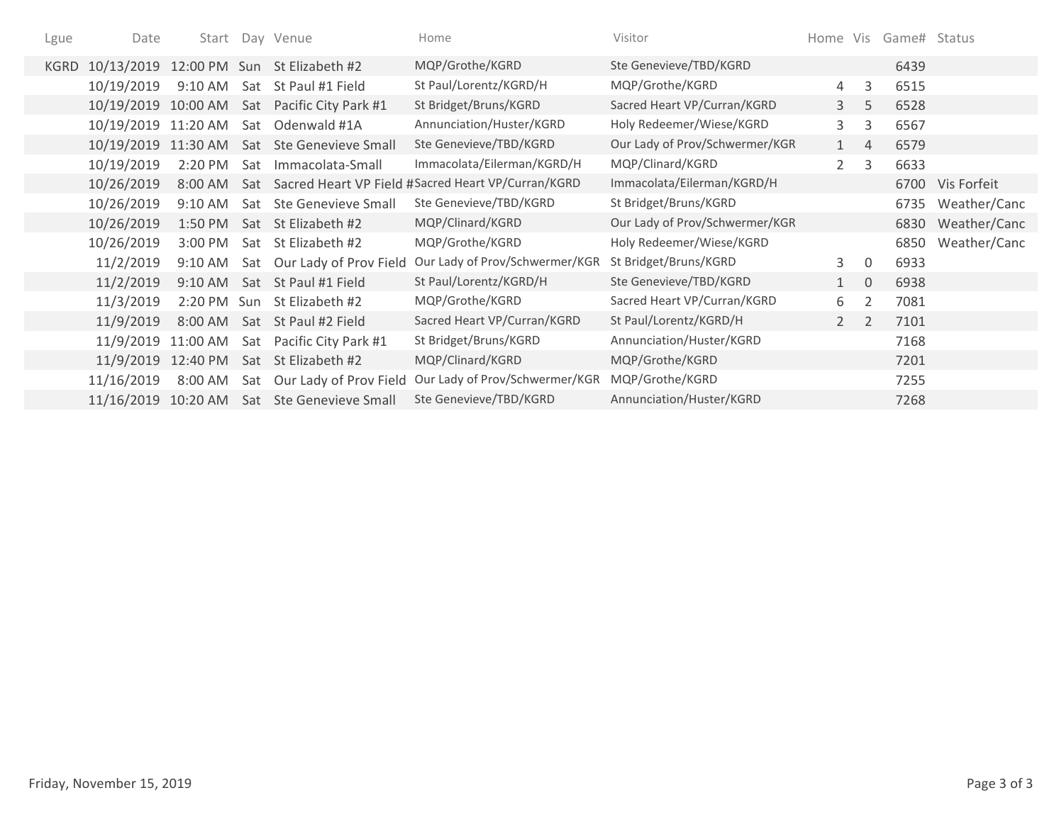| Lgue | Date | Start | Day | Venue | Home | Visitor | Home | Vis | Game# | Status |
|---|---|---|---|---|---|---|---|---|---|---|
| KGRD | 10/13/2019 | 12:00 PM | Sun | St Elizabeth #2 | MQP/Grothe/KGRD | Ste Genevieve/TBD/KGRD | | | 6439 | |
| | 10/19/2019 | 9:10 AM | Sat | St Paul #1 Field | St Paul/Lorentz/KGRD/H | MQP/Grothe/KGRD | 4 | 3 | 6515 | |
| | 10/19/2019 | 10:00 AM | Sat | Pacific City Park #1 | St Bridget/Bruns/KGRD | Sacred Heart VP/Curran/KGRD | 3 | 5 | 6528 | |
| | 10/19/2019 | 11:20 AM | Sat | Odenwald #1A | Annunciation/Huster/KGRD | Holy Redeemer/Wiese/KGRD | 3 | 3 | 6567 | |
| | 10/19/2019 | 11:30 AM | Sat | Ste Genevieve Small | Ste Genevieve/TBD/KGRD | Our Lady of Prov/Schwermer/KGR | 1 | 4 | 6579 | |
| | 10/19/2019 | 2:20 PM | Sat | Immacolata-Small | Immacolata/Eilerman/KGRD/H | MQP/Clinard/KGRD | 2 | 3 | 6633 | |
| | 10/26/2019 | 8:00 AM | Sat | Sacred Heart VP Field # | Sacred Heart VP/Curran/KGRD | Immacolata/Eilerman/KGRD/H | | | 6700 | Vis Forfeit |
| | 10/26/2019 | 9:10 AM | Sat | Ste Genevieve Small | Ste Genevieve/TBD/KGRD | St Bridget/Bruns/KGRD | | | 6735 | Weather/Canc |
| | 10/26/2019 | 1:50 PM | Sat | St Elizabeth #2 | MQP/Clinard/KGRD | Our Lady of Prov/Schwermer/KGR | | | 6830 | Weather/Canc |
| | 10/26/2019 | 3:00 PM | Sat | St Elizabeth #2 | MQP/Grothe/KGRD | Holy Redeemer/Wiese/KGRD | | | 6850 | Weather/Canc |
| | 11/2/2019 | 9:10 AM | Sat | Our Lady of Prov Field | Our Lady of Prov/Schwermer/KGR | St Bridget/Bruns/KGRD | 3 | 0 | 6933 | |
| | 11/2/2019 | 9:10 AM | Sat | St Paul #1 Field | St Paul/Lorentz/KGRD/H | Ste Genevieve/TBD/KGRD | 1 | 0 | 6938 | |
| | 11/3/2019 | 2:20 PM | Sun | St Elizabeth #2 | MQP/Grothe/KGRD | Sacred Heart VP/Curran/KGRD | 6 | 2 | 7081 | |
| | 11/9/2019 | 8:00 AM | Sat | St Paul #2 Field | Sacred Heart VP/Curran/KGRD | St Paul/Lorentz/KGRD/H | 2 | 2 | 7101 | |
| | 11/9/2019 | 11:00 AM | Sat | Pacific City Park #1 | St Bridget/Bruns/KGRD | Annunciation/Huster/KGRD | | | 7168 | |
| | 11/9/2019 | 12:40 PM | Sat | St Elizabeth #2 | MQP/Clinard/KGRD | MQP/Grothe/KGRD | | | 7201 | |
| | 11/16/2019 | 8:00 AM | Sat | Our Lady of Prov Field | Our Lady of Prov/Schwermer/KGR | MQP/Grothe/KGRD | | | 7255 | |
| | 11/16/2019 | 10:20 AM | Sat | Ste Genevieve Small | Ste Genevieve/TBD/KGRD | Annunciation/Huster/KGRD | | | 7268 | |

Friday, November 15, 2019